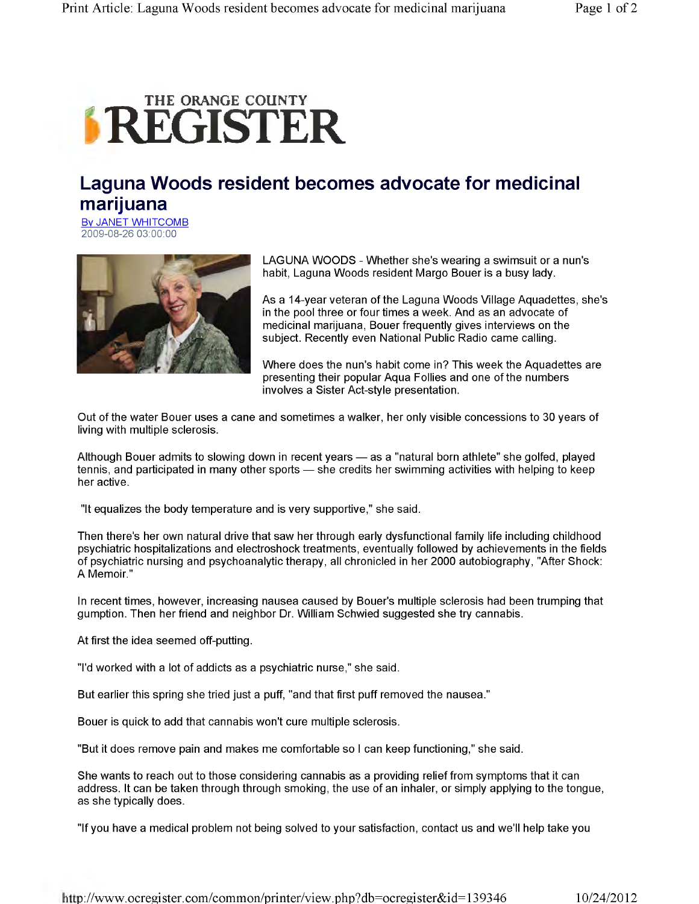THE ORANGE COUNTY
# REGISTER

## Laguna Woods resident becomes advocate for medicinal marijuana

By JANET WHITCOMB
2009-08-26 03:00:00

LAGUNA WOODS - Whether she's wearing a swimsuit or a nun's habit, Laguna Woods resident Margo Bouer is a busy lady.

As a 14-year veteran of the Laguna Woods Village Aquadettes, she's in the pool three or four times a week. And as an advocate of medicinal marijuana, Bouer frequently gives interviews on the subject. Recently even National Public Radio came calling.

Where does the nun's habit come in? This week the Aquadettes are presenting their popular Aqua Follies and one of the numbers involves a Sister Act-style presentation.

Out of the water Bouer uses a cane and sometimes a walker, her only visible concessions to 30 years of living with multiple sclerosis.

Although Bouer admits to slowing down in recent years — as a "natural born athlete" she golfed, played tennis, and participated in many other sports — she credits her swimming activities with helping to keep her active.

"It equalizes the body temperature and is very supportive," she said.

Then there's her own natural drive that saw her through early dysfunctional family life including childhood psychiatric hospitalizations and electroshock treatments, eventually followed by achievements in the fields of psychiatric nursing and psychoanalytic therapy, all chronicled in her 2000 autobiography, "After Shock: A Memoir."

In recent times, however, increasing nausea caused by Bouer's multiple sclerosis had been trumping that gumption. Then her friend and neighbor Dr. William Schwied suggested she try cannabis.

At first the idea seemed off-putting.

"I'd worked with a lot of addicts as a psychiatric nurse," she said.

But earlier this spring she tried just a puff, "and that first puff removed the nausea."

Bouer is quick to add that cannabis won't cure multiple sclerosis.

"But it does remove pain and makes me comfortable so I can keep functioning," she said.

She wants to reach out to those considering cannabis as a providing relief from symptoms that it can address. It can be taken through through smoking, the use of an inhaler, or simply applying to the tongue, as she typically does.

"If you have a medical problem not being solved to your satisfaction, contact us and we'll help take you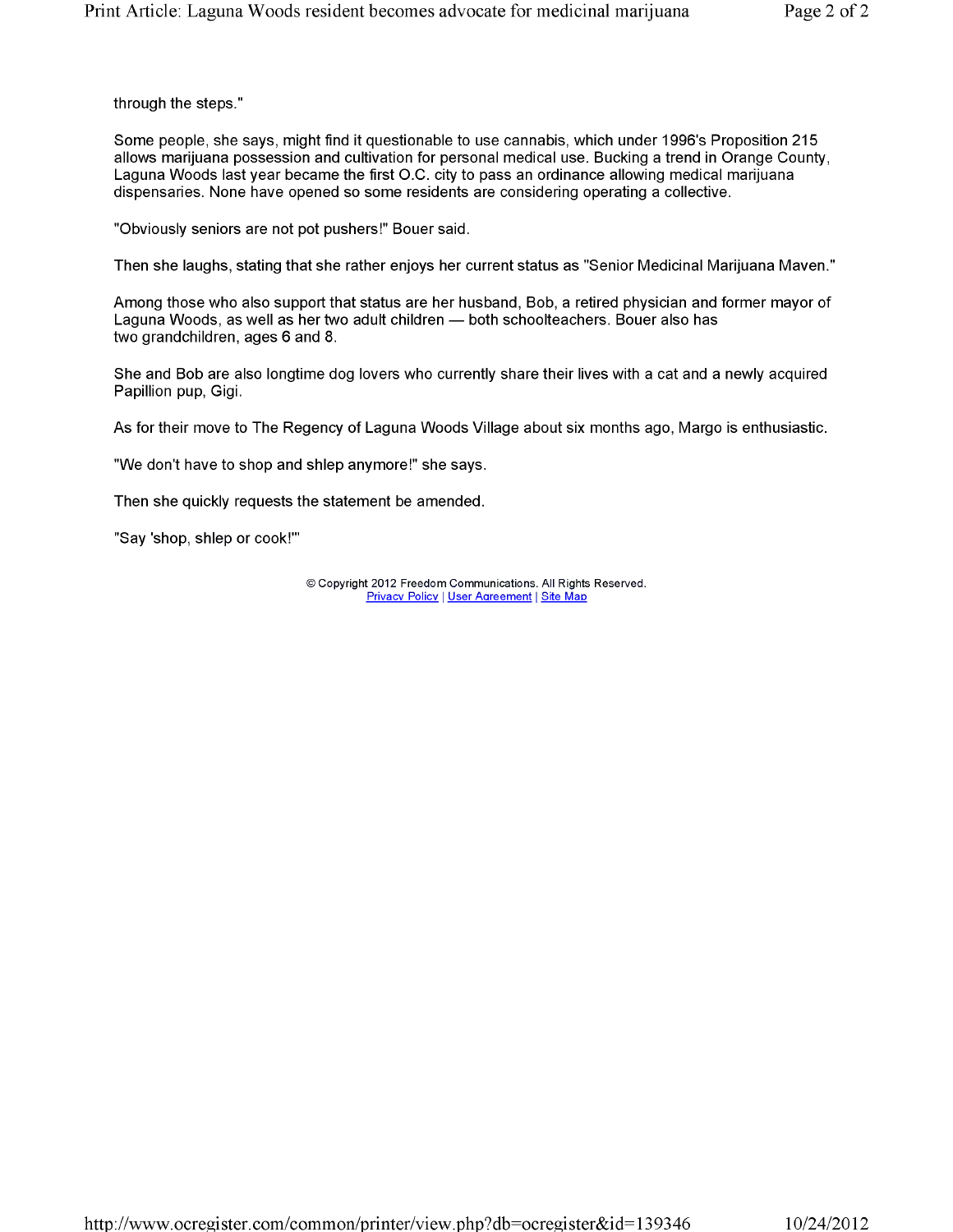through the steps."

Some people, she says, might find it questionable to use cannabis, which under 1996's Proposition 215 allows marijuana possession and cultivation for personal medical use. Bucking a trend in Orange County, Laguna Woods last year became the first O.C. city to pass an ordinance allowing medical marijuana dispensaries. None have opened so some residents are considering operating a collective.

"Obviously seniors are not pot pushers!" Bouer said.

Then she laughs, stating that she rather enjoys her current status as "Senior Medicinal Marijuana Maven."

Among those who also support that status are her husband, Bob, a retired physician and former mayor of Laguna Woods, as well as her two adult children — both schoolteachers. Bouer also has two grandchildren, ages 6 and 8.

She and Bob are also longtime dog lovers who currently share their lives with a cat and a newly acquired Papillion pup, Gigi.

As for their move to The Regency of Laguna Woods Village about six months ago, Margo is enthusiastic.

"We don't have to shop and shlep anymore!" she says.

Then she quickly requests the statement be amended.

"Say 'shop, shlep or cook!'"

© Copyright 2012 Freedom Communications. All Rights Reserved.
Privacy Policy | User Agreement | Site Map